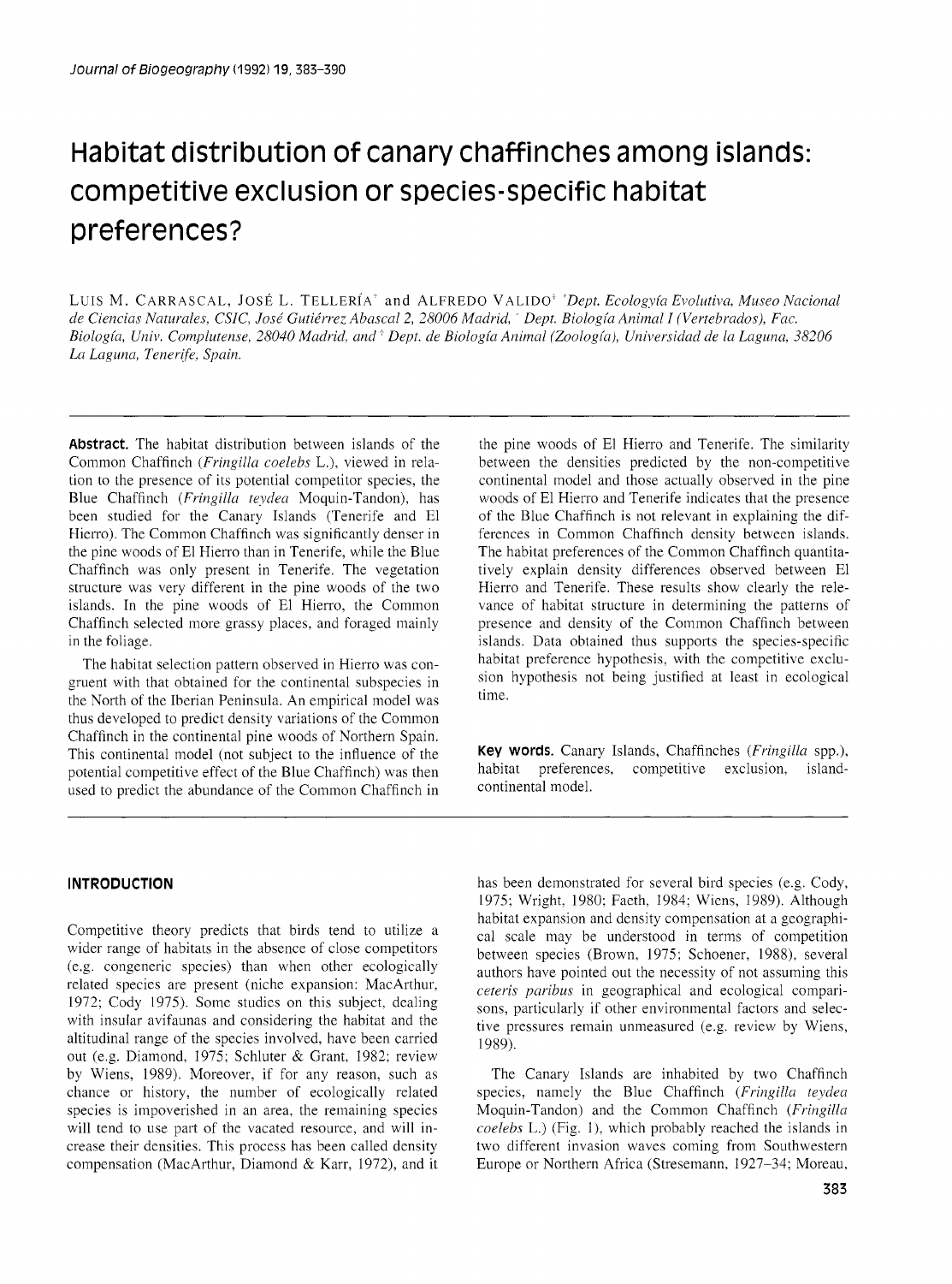# Habitat distribution of canary chaffinches among islands: competitive exclusion or species-specific habitat preferences?

LUIS M. CARRASCAL, JOSÉ L. TELLERÍA[†] and ALFREDO VALIDO[‡] [*]*Dept. Ecologyía Evolutiva, Museo Nacional de Ciencias Naturales, CSIC, José Gutiérrez Abascal 2, 28006 Madrid,* [†]*Dept. Biología Animal I (Vertebrados), Fac. Biología, Univ. Complutense, 28040 Madrid, and* [‡]*Dept. de Biología Animal (Zoología), Universidad de la Laguna, 38206 La Laguna, Tenerife, Spain.*

---

**Abstract.** The habitat distribution between islands of the Common Chaffinch (*Fringilla coelebs* L.), viewed in relation to the presence of its potential competitor species, the Blue Chaffinch (*Fringilla teydea* Moquin-Tandon), has been studied for the Canary Islands (Tenerife and El Hierro). The Common Chaffinch was significantly denser in the pine woods of El Hierro than in Tenerife, while the Blue Chaffinch was only present in Tenerife. The vegetation structure was very different in the pine woods of the two islands. In the pine woods of El Hierro, the Common Chaffinch selected more grassy places, and foraged mainly in the foliage.

The habitat selection pattern observed in Hierro was congruent with that obtained for the continental subspecies in the North of the Iberian Peninsula. An empirical model was thus developed to predict density variations of the Common Chaffinch in the continental pine woods of Northern Spain. This continental model (not subject to the influence of the potential competitive effect of the Blue Chaffinch) was then used to predict the abundance of the Common Chaffinch in the pine woods of El Hierro and Tenerife. The similarity between the densities predicted by the non-competitive continental model and those actually observed in the pine woods of El Hierro and Tenerife indicates that the presence of the Blue Chaffinch is not relevant in explaining the differences in Common Chaffinch density between islands. The habitat preferences of the Common Chaffinch quantitatively explain density differences observed between El Hierro and Tenerife. These results show clearly the relevance of habitat structure in determining the patterns of presence and density of the Common Chaffinch between islands. Data obtained thus supports the species-specific habitat preference hypothesis, with the competitive exclusion hypothesis not being justified at least in ecological time.

**Key words.** Canary Islands, Chaffinches (*Fringilla* spp.), habitat preferences, competitive exclusion, island-continental model.

---

## INTRODUCTION

Competitive theory predicts that birds tend to utilize a wider range of habitats in the absence of close competitors (e.g. congeneric species) than when other ecologically related species are present (niche expansion: MacArthur, 1972; Cody 1975). Some studies on this subject, dealing with insular avifaunas and considering the habitat and the altitudinal range of the species involved, have been carried out (e.g. Diamond, 1975; Schluter & Grant, 1982; review by Wiens, 1989). Moreover, if for any reason, such as chance or history, the number of ecologically related species is impoverished in an area, the remaining species will tend to use part of the vacated resource, and will increase their densities. This process has been called density compensation (MacArthur, Diamond & Karr, 1972), and it has been demonstrated for several bird species (e.g. Cody, 1975; Wright, 1980; Faeth, 1984; Wiens, 1989). Although habitat expansion and density compensation at a geographical scale may be understood in terms of competition between species (Brown, 1975; Schoener, 1988), several authors have pointed out the necessity of not assuming this *ceteris paribus* in geographical and ecological comparisons, particularly if other environmental factors and selective pressures remain unmeasured (e.g. review by Wiens, 1989).

The Canary Islands are inhabited by two Chaffinch species, namely the Blue Chaffinch (*Fringilla teydea* Moquin-Tandon) and the Common Chaffinch (*Fringilla coelebs* L.) (Fig. 1), which probably reached the islands in two different invasion waves coming from Southwestern Europe or Northern Africa (Stresemann, 1927–34; Moreau,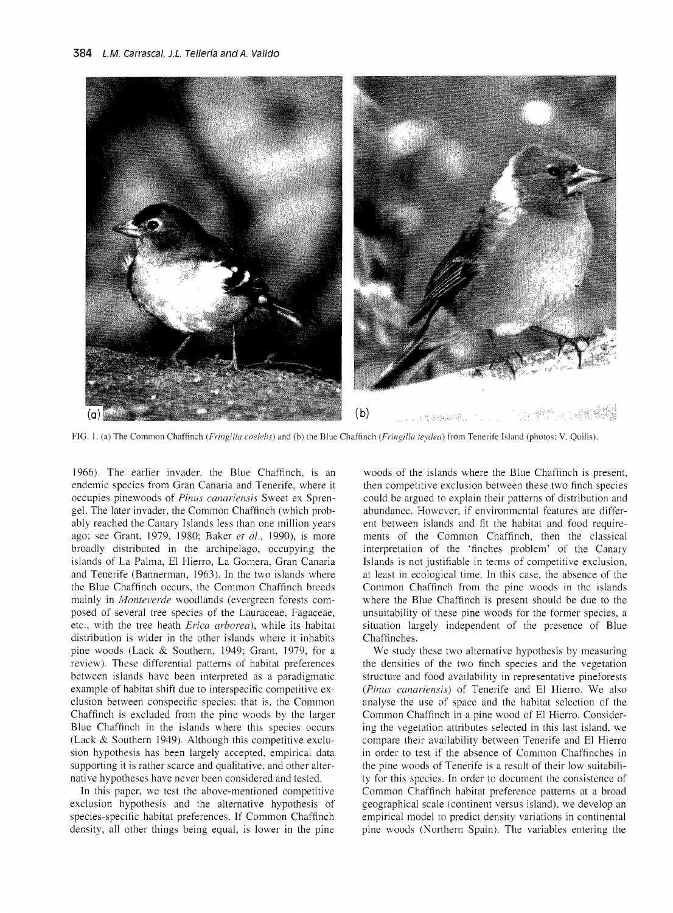FIG. 1. (a) The Common Chaffinch (*Fringilla coelebs*) and (b) the Blue Chaffinch (*Fringilla teydea*) from Tenerife Island (photos: V. Quilis).

1966). The earlier invader, the Blue Chaffinch, is an endemic species from Gran Canaria and Tenerife, where it occupies pinewoods of *Pinus canariensis* Sweet ex Sprengel. The later invader, the Common Chaffinch (which probably reached the Canary Islands less than one million years ago; see Grant, 1979, 1980; Baker *et al.*, 1990), is more broadly distributed in the archipelago, occupying the islands of La Palma, El Hierro, La Gomera, Gran Canaria and Tenerife (Bannerman, 1963). In the two islands where the Blue Chaffinch occurs, the Common Chaffinch breeds mainly in *Monteverde* woodlands (evergreen forests composed of several tree species of the Lauraceae, Fagaceae, etc., with the tree heath *Erica arborea*), while its habitat distribution is wider in the other islands where it inhabits pine woods (Lack & Southern, 1949; Grant, 1979, for a review). These differential patterns of habitat preferences between islands have been interpreted as a paradigmatic example of habitat shift due to interspecific competitive exclusion between conspecific species: that is, the Common Chaffinch is excluded from the pine woods by the larger Blue Chaffinch in the islands where this species occurs (Lack & Southern 1949). Although this competitive exclusion hypothesis has been largely accepted, empirical data supporting it is rather scarce and qualitative, and other alternative hypotheses have never been considered and tested.

In this paper, we test the above-mentioned competitive exclusion hypothesis and the alternative hypothesis of species-specific habitat preferences. If Common Chaffinch density, all other things being equal, is lower in the pine woods of the islands where the Blue Chaffinch is present, then competitive exclusion between these two finch species could be argued to explain their patterns of distribution and abundance. However, if environmental features are different between islands and fit the habitat and food requirements of the Common Chaffinch, then the classical interpretation of the 'finches problem' of the Canary Islands is not justifiable in terms of competitive exclusion, at least in ecological time. In this case, the absence of the Common Chaffinch from the pine woods in the islands where the Blue Chaffinch is present should be due to the unsuitability of these pine woods for the former species, a situation largely independent of the presence of Blue Chaffinches.

We study these two alternative hypothesis by measuring the densities of the two finch species and the vegetation structure and food availability in representative pineforests (*Pinus canariensis*) of Tenerife and El Hierro. We also analyse the use of space and the habitat selection of the Common Chaffinch in a pine wood of El Hierro. Considering the vegetation attributes selected in this last island, we compare their availability between Tenerife and El Hierro in order to test if the absence of Common Chaffinches in the pine woods of Tenerife is a result of their low suitability for this species. In order to document the consistence of Common Chaffinch habitat preference patterns at a broad geographical scale (continent versus island), we develop an empirical model to predict density variations in continental pine woods (Northern Spain). The variables entering the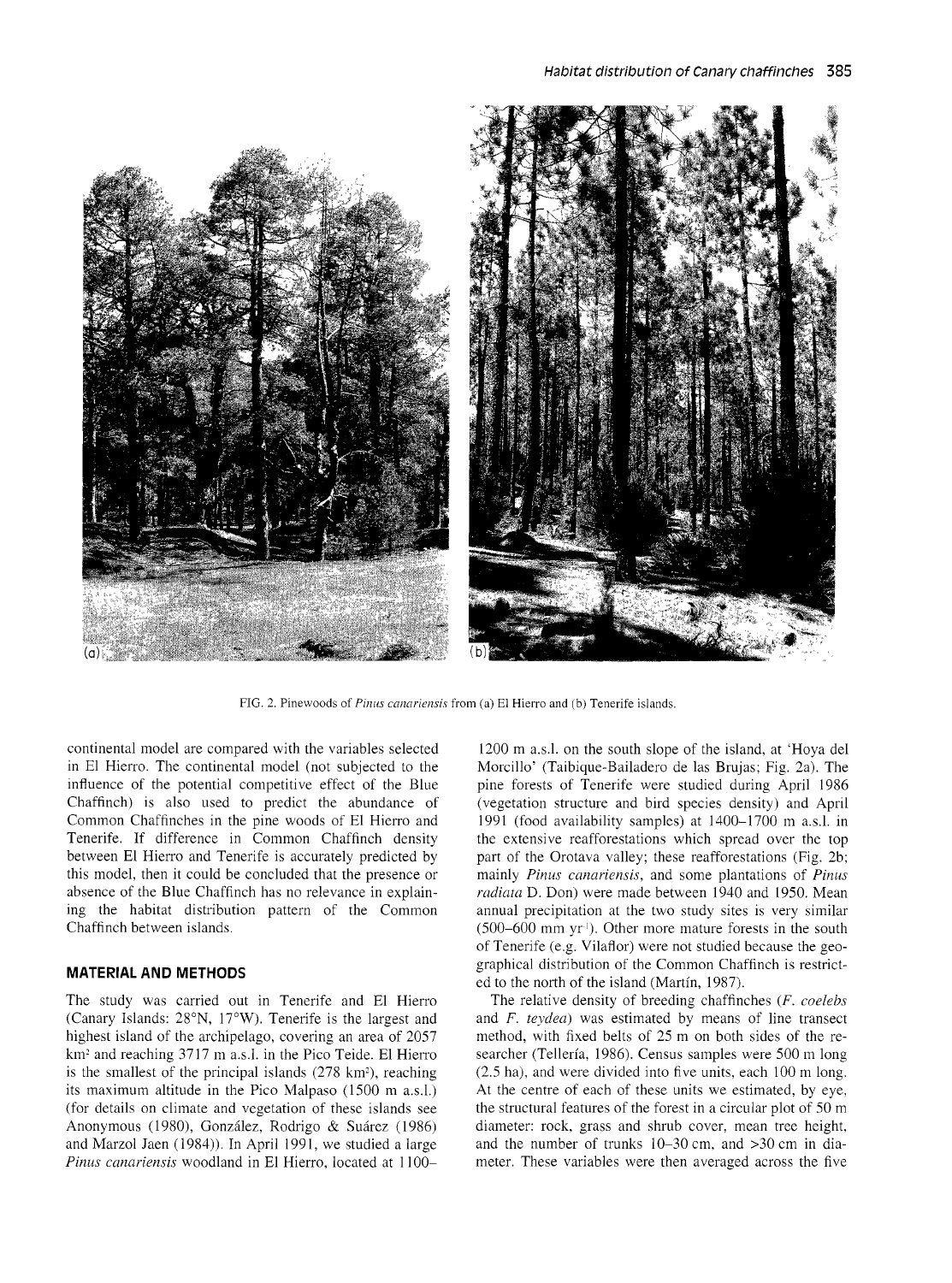FIG. 2. Pinewoods of *Pinus canariensis* from (a) El Hierro and (b) Tenerife islands.

continental model are compared with the variables selected in El Hierro. The continental model (not subjected to the influence of the potential competitive effect of the Blue Chaffinch) is also used to predict the abundance of Common Chaffinches in the pine woods of El Hierro and Tenerife. If difference in Common Chaffinch density between El Hierro and Tenerife is accurately predicted by this model, then it could be concluded that the presence or absence of the Blue Chaffinch has no relevance in explaining the habitat distribution pattern of the Common Chaffinch between islands.

## MATERIAL AND METHODS

The study was carried out in Tenerife and El Hierro (Canary Islands: 28°N, 17°W). Tenerife is the largest and highest island of the archipelago, covering an area of 2057 km² and reaching 3717 m a.s.l. in the Pico Teide. El Hierro is the smallest of the principal islands (278 km²), reaching its maximum altitude in the Pico Malpaso (1500 m a.s.l.) (for details on climate and vegetation of these islands see Anonymous (1980), González, Rodrigo & Suárez (1986) and Marzol Jaen (1984)). In April 1991, we studied a large *Pinus canariensis* woodland in El Hierro, located at 1100–1200 m a.s.l. on the south slope of the island, at 'Hoya del Morcillo' (Taibique-Bailadero de las Brujas; Fig. 2a). The pine forests of Tenerife were studied during April 1986 (vegetation structure and bird species density) and April 1991 (food availability samples) at 1400–1700 m a.s.l. in the extensive reafforestations which spread over the top part of the Orotava valley; these reafforestations (Fig. 2b; mainly *Pinus canariensis*, and some plantations of *Pinus radiata* D. Don) were made between 1940 and 1950. Mean annual precipitation at the two study sites is very similar (500–600 mm yr$^{-1}$). Other more mature forests in the south of Tenerife (e.g. Vilaflor) were not studied because the geographical distribution of the Common Chaffinch is restricted to the north of the island (Martín, 1987).

The relative density of breeding chaffinches (*F. coelebs* and *F. teydea*) was estimated by means of line transect method, with fixed belts of 25 m on both sides of the researcher (Tellería, 1986). Census samples were 500 m long (2.5 ha), and were divided into five units, each 100 m long. At the centre of each of these units we estimated, by eye, the structural features of the forest in a circular plot of 50 m diameter: rock, grass and shrub cover, mean tree height, and the number of trunks 10–30 cm, and >30 cm in diameter. These variables were then averaged across the five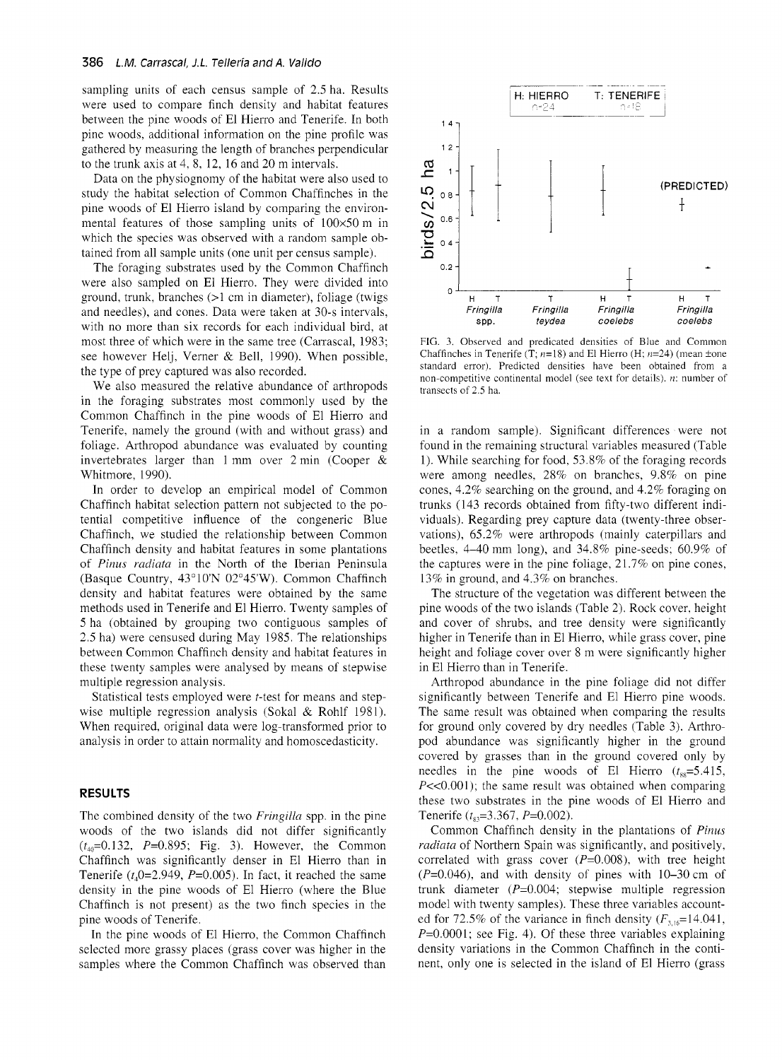sampling units of each census sample of 2.5 ha. Results were used to compare finch density and habitat features between the pine woods of El Hierro and Tenerife. In both pine woods, additional information on the pine profile was gathered by measuring the length of branches perpendicular to the trunk axis at 4, 8, 12, 16 and 20 m intervals.

Data on the physiognomy of the habitat were also used to study the habitat selection of Common Chaffinches in the pine woods of El Hierro island by comparing the environmental features of those sampling units of 100×50 m in which the species was observed with a random sample obtained from all sample units (one unit per census sample).

The foraging substrates used by the Common Chaffinch were also sampled on El Hierro. They were divided into ground, trunk, branches (>1 cm in diameter), foliage (twigs and needles), and cones. Data were taken at 30-s intervals, with no more than six records for each individual bird, at most three of which were in the same tree (Carrascal, 1983; see however Helj, Verner & Bell, 1990). When possible, the type of prey captured was also recorded.

We also measured the relative abundance of arthropods in the foraging substrates most commonly used by the Common Chaffinch in the pine woods of El Hierro and Tenerife, namely the ground (with and without grass) and foliage. Arthropod abundance was evaluated by counting invertebrates larger than 1 mm over 2 min (Cooper & Whitmore, 1990).

In order to develop an empirical model of Common Chaffinch habitat selection pattern not subjected to the potential competitive influence of the congeneric Blue Chaffinch, we studied the relationship between Common Chaffinch density and habitat features in some plantations of *Pinus radiata* in the North of the Iberian Peninsula (Basque Country, 43°10'N 02°45'W). Common Chaffinch density and habitat features were obtained by the same methods used in Tenerife and El Hierro. Twenty samples of 5 ha (obtained by grouping two contiguous samples of 2.5 ha) were censused during May 1985. The relationships between Common Chaffinch density and habitat features in these twenty samples were analysed by means of stepwise multiple regression analysis.

Statistical tests employed were *t*-test for means and stepwise multiple regression analysis (Sokal & Rohlf 1981). When required, original data were log-transformed prior to analysis in order to attain normality and homoscedasticity.

## RESULTS

The combined density of the two *Fringilla* spp. in the pine woods of the two islands did not differ significantly ($t_{40}$=0.132, $P$=0.895; Fig. 3). However, the Common Chaffinch was significantly denser in El Hierro than in Tenerife ($t_{40}$=2.949, $P$=0.005). In fact, it reached the same density in the pine woods of El Hierro (where the Blue Chaffinch is not present) as the two finch species in the pine woods of Tenerife.

In the pine woods of El Hierro, the Common Chaffinch selected more grassy places (grass cover was higher in the samples where the Common Chaffinch was observed than in a random sample). Significant differences were not found in the remaining structural variables measured (Table 1). While searching for food, 53.8% of the foraging records were among needles, 28% on branches, 9.8% on pine cones, 4.2% searching on the ground, and 4.2% foraging on trunks (143 records obtained from fifty-two different individuals). Regarding prey capture data (twenty-three observations), 65.2% were arthropods (mainly caterpillars and beetles, 4–40 mm long), and 34.8% pine-seeds; 60.9% of the captures were in the pine foliage, 21.7% on pine cones, 13% in ground, and 4.3% on branches.

FIG. 3. Observed and predicated densities of Blue and Common Chaffinches in Tenerife (T; $n$=18) and El Hierro (H; $n$=24) (mean ±one standard error). Predicted densities have been obtained from a non-competitive continental model (see text for details). $n$: number of transects of 2.5 ha.

The structure of the vegetation was different between the pine woods of the two islands (Table 2). Rock cover, height and cover of shrubs, and tree density were significantly higher in Tenerife than in El Hierro, while grass cover, pine height and foliage cover over 8 m were significantly higher in El Hierro than in Tenerife.

Arthropod abundance in the pine foliage did not differ significantly between Tenerife and El Hierro pine woods. The same result was obtained when comparing the results for ground only covered by dry needles (Table 3). Arthropod abundance was significantly higher in the ground covered by grasses than in the ground covered only by needles in the pine woods of El Hierro ($t_{88}$=5.415, $P$<<0.001); the same result was obtained when comparing these two substrates in the pine woods of El Hierro and Tenerife ($t_{83}$=3.367, $P$=0.002).

Common Chaffinch density in the plantations of *Pinus radiata* of Northern Spain was significantly, and positively, correlated with grass cover ($P$=0.008), with tree height ($P$=0.046), and with density of pines with 10–30 cm of trunk diameter ($P$=0.004; stepwise multiple regression model with twenty samples). These three variables accounted for 72.5% of the variance in finch density ($F_{3,16}$=14.041, $P$=0.0001; see Fig. 4). Of these three variables explaining density variations in the Common Chaffinch in the continent, only one is selected in the island of El Hierro (grass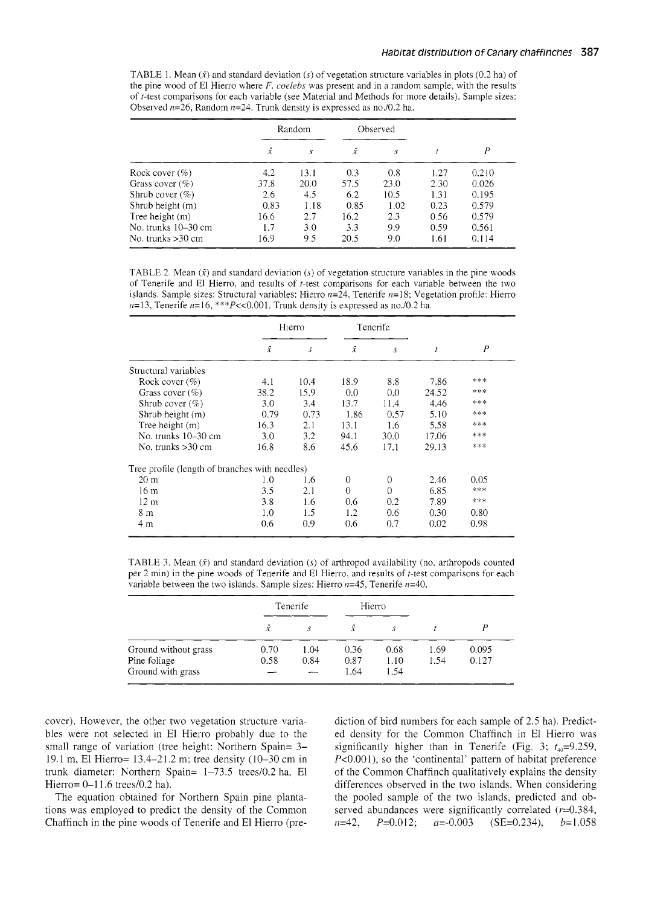TABLE 1. Mean ($\bar{x}$) and standard deviation ($s$) of vegetation structure variables in plots (0.2 ha) of the pine wood of El Hierro where *F. coelebs* was present and in a random sample, with the results of $t$-test comparisons for each variable (see Material and Methods for more details). Sample sizes: Observed $n$=26, Random $n$=24. Trunk density is expressed as no./0.2 ha.

| | Random | | Observed | | | |
|---|---|---|---|---|---|---|
| | $\bar{x}$ | $s$ | $\bar{x}$ | $s$ | $t$ | $P$ |
| Rock cover (%) | 4.2 | 13.1 | 0.3 | 0.8 | 1.27 | 0.210 |
| Grass cover (%) | 37.8 | 20.0 | 57.5 | 23.0 | 2.30 | 0.026 |
| Shrub cover (%) | 2.6 | 4.5 | 6.2 | 10.5 | 1.31 | 0.195 |
| Shrub height (m) | 0.83 | 1.18 | 0.85 | 1.02 | 0.23 | 0.579 |
| Tree height (m) | 16.6 | 2.7 | 16.2 | 2.3 | 0.56 | 0.579 |
| No. trunks 10–30 cm | 1.7 | 3.0 | 3.3 | 9.9 | 0.59 | 0.561 |
| No. trunks >30 cm | 16.9 | 9.5 | 20.5 | 9.0 | 1.61 | 0.114 |

TABLE 2. Mean ($\bar{x}$) and standard deviation ($s$) of vegetation structure variables in the pine woods of Tenerife and El Hierro, and results of $t$-test comparisons for each variable between the two islands. Sample sizes: Structural variables: Hierro $n$=24, Tenerife $n$=18; Vegetation profile: Hierro $n$=13, Tenerife $n$=16, ***$P$<<0.001. Trunk density is expressed as no./0.2 ha.

| | Hierro | | Tenerife | | | |
|---|---|---|---|---|---|---|
| | $\bar{x}$ | $s$ | $\bar{x}$ | $s$ | $t$ | $P$ |
| Structural variables | | | | | | |
| Rock cover (%) | 4.1 | 10.4 | 18.9 | 8.8 | 7.86 | *** |
| Grass cover (%) | 38.2 | 15.9 | 0.0 | 0.0 | 24.52 | *** |
| Shrub cover (%) | 3.0 | 3.4 | 13.7 | 11.4 | 4.46 | *** |
| Shrub height (m) | 0.79 | 0.73 | 1.86 | 0.57 | 5.10 | *** |
| Tree height (m) | 16.3 | 2.1 | 13.1 | 1.6 | 5.58 | *** |
| No. trunks 10–30 cm | 3.0 | 3.2 | 94.1 | 30.0 | 17.06 | *** |
| No. trunks >30 cm | 16.8 | 8.6 | 45.6 | 17.1 | 29.13 | *** |
| Tree profile (length of branches with needles) | | | | | | |
| 20 m | 1.0 | 1.6 | 0 | 0 | 2.46 | 0.05 |
| 16 m | 3.5 | 2.1 | 0 | 0 | 6.85 | *** |
| 12 m | 3.8 | 1.6 | 0.6 | 0.2 | 7.89 | *** |
| 8 m | 1.0 | 1.5 | 1.2 | 0.6 | 0.30 | 0.80 |
| 4 m | 0.6 | 0.9 | 0.6 | 0.7 | 0.02 | 0.98 |

TABLE 3. Mean ($\bar{x}$) and standard deviation ($s$) of arthropod availability (no. arthropods counted per 2 min) in the pine woods of Tenerife and El Hierro, and results of $t$-test comparisons for each variable between the two islands. Sample sizes: Hierro $n$=45, Tenerife $n$=40.

| | Tenerife | | Hierro | | | |
|---|---|---|---|---|---|---|
| | $\bar{x}$ | $s$ | $\bar{x}$ | $s$ | $t$ | $P$ |
| Ground without grass | 0.70 | 1.04 | 0.36 | 0.68 | 1.69 | 0.095 |
| Pine foliage | 0.58 | 0.84 | 0.87 | 1.10 | 1.54 | 0.127 |
| Ground with grass | — | — | 1.64 | 1.54 | | |

cover). However, the other two vegetation structure variables were not selected in El Hierro probably due to the small range of variation (tree height: Northern Spain= 3–19.1 m, El Hierro= 13.4–21.2 m; tree density (10–30 cm in trunk diameter: Northern Spain= 1–73.5 trees/0.2 ha, El Hierro= 0–11.6 trees/0.2 ha).

The equation obtained for Northern Spain pine plantations was employed to predict the density of the Common Chaffinch in the pine woods of Tenerife and El Hierro (prediction of bird numbers for each sample of 2.5 ha). Predicted density for the Common Chaffinch in El Hierro was significantly higher than in Tenerife (Fig. 3; $t_{40}$=9.259, $P$<0.001), so the 'continental' pattern of habitat preference of the Common Chaffinch qualitatively explains the density differences observed in the two islands. When considering the pooled sample of the two islands, predicted and observed abundances were significantly correlated ($r$=0.384, $n$=42, $P$=0.012; $a$=-0.003 (SE=0.234), $b$=1.058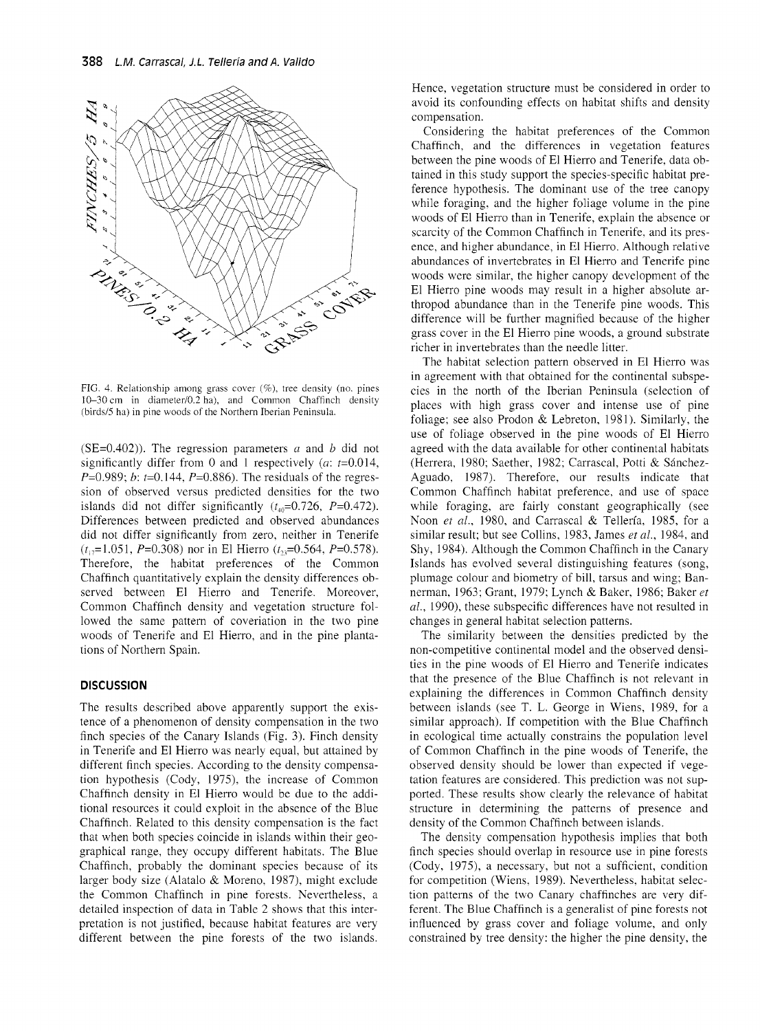FIG. 4. Relationship among grass cover (%), tree density (no. pines 10–30 cm in diameter/0.2 ha), and Common Chaffinch density (birds/5 ha) in pine woods of the Northern Iberian Peninsula.

(SE=0.402)). The regression parameters $a$ and $b$ did not significantly differ from 0 and 1 respectively ($a$: $t$=0.014, $P$=0.989; $b$: $t$=0.144, $P$=0.886). The residuals of the regression of observed versus predicted densities for the two islands did not differ significantly ($t_{40}$=0.726, $P$=0.472). Differences between predicted and observed abundances did not differ significantly from zero, neither in Tenerife ($t_{17}$=1.051, $P$=0.308) nor in El Hierro ($t_{23}$=0.564, $P$=0.578). Therefore, the habitat preferences of the Common Chaffinch quantitatively explain the density differences observed between El Hierro and Tenerife. Moreover, Common Chaffinch density and vegetation structure followed the same pattern of coveriation in the two pine woods of Tenerife and El Hierro, and in the pine plantations of Northern Spain.

## DISCUSSION

The results described above apparently support the existence of a phenomenon of density compensation in the two finch species of the Canary Islands (Fig. 3). Finch density in Tenerife and El Hierro was nearly equal, but attained by different finch species. According to the density compensation hypothesis (Cody, 1975), the increase of Common Chaffinch density in El Hierro would be due to the additional resources it could exploit in the absence of the Blue Chaffinch. Related to this density compensation is the fact that when both species coincide in islands within their geographical range, they occupy different habitats. The Blue Chaffinch, probably the dominant species because of its larger body size (Alatalo & Moreno, 1987), might exclude the Common Chaffinch in pine forests. Nevertheless, a detailed inspection of data in Table 2 shows that this interpretation is not justified, because habitat features are very different between the pine forests of the two islands. Hence, vegetation structure must be considered in order to avoid its confounding effects on habitat shifts and density compensation.

Considering the habitat preferences of the Common Chaffinch, and the differences in vegetation features between the pine woods of El Hierro and Tenerife, data obtained in this study support the species-specific habitat preference hypothesis. The dominant use of the tree canopy while foraging, and the higher foliage volume in the pine woods of El Hierro than in Tenerife, explain the absence or scarcity of the Common Chaffinch in Tenerife, and its presence, and higher abundance, in El Hierro. Although relative abundances of invertebrates in El Hierro and Tenerife pine woods were similar, the higher canopy development of the El Hierro pine woods may result in a higher absolute arthropod abundance than in the Tenerife pine woods. This difference will be further magnified because of the higher grass cover in the El Hierro pine woods, a ground substrate richer in invertebrates than the needle litter.

The habitat selection pattern observed in El Hierro was in agreement with that obtained for the continental subspecies in the north of the Iberian Peninsula (selection of places with high grass cover and intense use of pine foliage; see also Prodon & Lebreton, 1981). Similarly, the use of foliage observed in the pine woods of El Hierro agreed with the data available for other continental habitats (Herrera, 1980; Saether, 1982; Carrascal, Potti & Sánchez-Aguado, 1987). Therefore, our results indicate that Common Chaffinch habitat preference, and use of space while foraging, are fairly constant geographically (see Noon *et al.*, 1980, and Carrascal & Tellería, 1985, for a similar result; but see Collins, 1983, James *et al.*, 1984, and Shy, 1984). Although the Common Chaffinch in the Canary Islands has evolved several distinguishing features (song, plumage colour and biometry of bill, tarsus and wing; Bannerman, 1963; Grant, 1979; Lynch & Baker, 1986; Baker *et al.*, 1990), these subspecific differences have not resulted in changes in general habitat selection patterns.

The similarity between the densities predicted by the non-competitive continental model and the observed densities in the pine woods of El Hierro and Tenerife indicates that the presence of the Blue Chaffinch is not relevant in explaining the differences in Common Chaffinch density between islands (see T. L. George in Wiens, 1989, for a similar approach). If competition with the Blue Chaffinch in ecological time actually constrains the population level of Common Chaffinch in the pine woods of Tenerife, the observed density should be lower than expected if vegetation features are considered. This prediction was not supported. These results show clearly the relevance of habitat structure in determining the patterns of presence and density of the Common Chaffinch between islands.

The density compensation hypothesis implies that both finch species should overlap in resource use in pine forests (Cody, 1975), a necessary, but not a sufficient, condition for competition (Wiens, 1989). Nevertheless, habitat selection patterns of the two Canary chaffinches are very different. The Blue Chaffinch is a generalist of pine forests not influenced by grass cover and foliage volume, and only constrained by tree density: the higher the pine density, the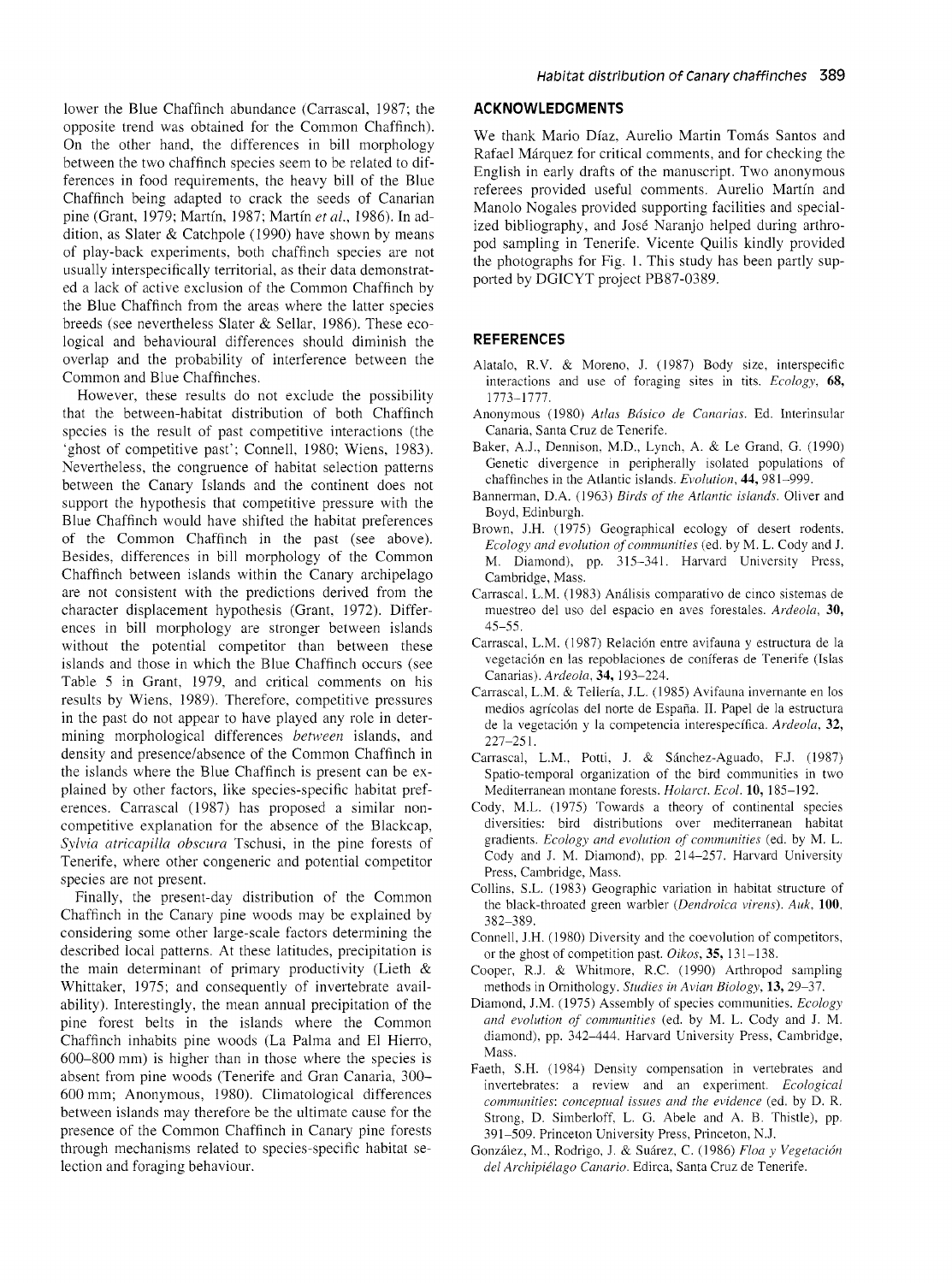lower the Blue Chaffinch abundance (Carrascal, 1987; the opposite trend was obtained for the Common Chaffinch). On the other hand, the differences in bill morphology between the two chaffinch species seem to be related to differences in food requirements, the heavy bill of the Blue Chaffinch being adapted to crack the seeds of Canarian pine (Grant, 1979; Martín, 1987; Martín *et al.*, 1986). In addition, as Slater & Catchpole (1990) have shown by means of play-back experiments, both chaffinch species are not usually interspecifically territorial, as their data demonstrated a lack of active exclusion of the Common Chaffinch by the Blue Chaffinch from the areas where the latter species breeds (see nevertheless Slater & Sellar, 1986). These ecological and behavioural differences should diminish the overlap and the probability of interference between the Common and Blue Chaffinches.

However, these results do not exclude the possibility that the between-habitat distribution of both Chaffinch species is the result of past competitive interactions (the 'ghost of competitive past'; Connell, 1980; Wiens, 1983). Nevertheless, the congruence of habitat selection patterns between the Canary Islands and the continent does not support the hypothesis that competitive pressure with the Blue Chaffinch would have shifted the habitat preferences of the Common Chaffinch in the past (see above). Besides, differences in bill morphology of the Common Chaffinch between islands within the Canary archipelago are not consistent with the predictions derived from the character displacement hypothesis (Grant, 1972). Differences in bill morphology are stronger between islands without the potential competitor than between these islands and those in which the Blue Chaffinch occurs (see Table 5 in Grant, 1979, and critical comments on his results by Wiens, 1989). Therefore, competitive pressures in the past do not appear to have played any role in determining morphological differences *between* islands, and density and presence/absence of the Common Chaffinch in the islands where the Blue Chaffinch is present can be explained by other factors, like species-specific habitat preferences. Carrascal (1987) has proposed a similar non-competitive explanation for the absence of the Blackcap, *Sylvia atricapilla obscura* Tschusi, in the pine forests of Tenerife, where other congeneric and potential competitor species are not present.

Finally, the present-day distribution of the Common Chaffinch in the Canary pine woods may be explained by considering some other large-scale factors determining the described local patterns. At these latitudes, precipitation is the main determinant of primary productivity (Lieth & Whittaker, 1975; and consequently of invertebrate availability). Interestingly, the mean annual precipitation of the pine forest belts in the islands where the Common Chaffinch inhabits pine woods (La Palma and El Hierro, 600–800 mm) is higher than in those where the species is absent from pine woods (Tenerife and Gran Canaria, 300–600 mm; Anonymous, 1980). Climatological differences between islands may therefore be the ultimate cause for the presence of the Common Chaffinch in Canary pine forests through mechanisms related to species-specific habitat selection and foraging behaviour.

## ACKNOWLEDGMENTS

We thank Mario Díaz, Aurelio Martin Tomás Santos and Rafael Márquez for critical comments, and for checking the English in early drafts of the manuscript. Two anonymous referees provided useful comments. Aurelio Martín and Manolo Nogales provided supporting facilities and specialized bibliography, and José Naranjo helped during arthropod sampling in Tenerife. Vicente Quilis kindly provided the photographs for Fig. 1. This study has been partly supported by DGICYT project PB87-0389.

## REFERENCES

Alatalo, R.V. & Moreno, J. (1987) Body size, interspecific interactions and use of foraging sites in tits. *Ecology*, **68**, 1773–1777.

Anonymous (1980) *Atlas Básico de Canarias*. Ed. Interinsular Canaria, Santa Cruz de Tenerife.

Baker, A.J., Dennison, M.D., Lynch, A. & Le Grand, G. (1990) Genetic divergence in peripherally isolated populations of chaffinches in the Atlantic islands. *Evolution*, **44**, 981–999.

Bannerman, D.A. (1963) *Birds of the Atlantic islands*. Oliver and Boyd, Edinburgh.

Brown, J.H. (1975) Geographical ecology of desert rodents. *Ecology and evolution of communities* (ed. by M. L. Cody and J. M. Diamond), pp. 315–341. Harvard University Press, Cambridge, Mass.

Carrascal, L.M. (1983) Análisis comparativo de cinco sistemas de muestreo del uso del espacio en aves forestales. *Ardeola*, **30**, 45–55.

Carrascal, L.M. (1987) Relación entre avifauna y estructura de la vegetación en las repoblaciones de coníferas de Tenerife (Islas Canarias). *Ardeola*, **34**, 193–224.

Carrascal, L.M. & Tellería, J.L. (1985) Avifauna invernante en los medios agrícolas del norte de España. II. Papel de la estructura de la vegetación y la competencia interespecífica. *Ardeola*, **32**, 227–251.

Carrascal, L.M., Potti, J. & Sánchez-Aguado, F.J. (1987) Spatio-temporal organization of the bird communities in two Mediterranean montane forests. *Holarct. Ecol.* **10**, 185–192.

Cody, M.L. (1975) Towards a theory of continental species diversities: bird distributions over mediterranean habitat gradients. *Ecology and evolution of communities* (ed. by M. L. Cody and J. M. Diamond), pp. 214–257. Harvard University Press, Cambridge, Mass.

Collins, S.L. (1983) Geographic variation in habitat structure of the black-throated green warbler (*Dendroica virens*). *Auk*, **100**, 382–389.

Connell, J.H. (1980) Diversity and the coevolution of competitors, or the ghost of competition past. *Oikos*, **35**, 131–138.

Cooper, R.J. & Whitmore, R.C. (1990) Arthropod sampling methods in Ornithology. *Studies in Avian Biology*, **13**, 29–37.

Diamond, J.M. (1975) Assembly of species communities. *Ecology and evolution of communities* (ed. by M. L. Cody and J. M. diamond), pp. 342–444. Harvard University Press, Cambridge, Mass.

Faeth, S.H. (1984) Density compensation in vertebrates and invertebrates: a review and an experiment. *Ecological communities: conceptual issues and the evidence* (ed. by D. R. Strong, D. Simberloff, L. G. Abele and A. B. Thistle), pp. 391–509. Princeton University Press, Princeton, N.J.

González, M., Rodrigo, J. & Suárez, C. (1986) *Floa y Vegetación del Archipiélago Canario*. Edirca, Santa Cruz de Tenerife.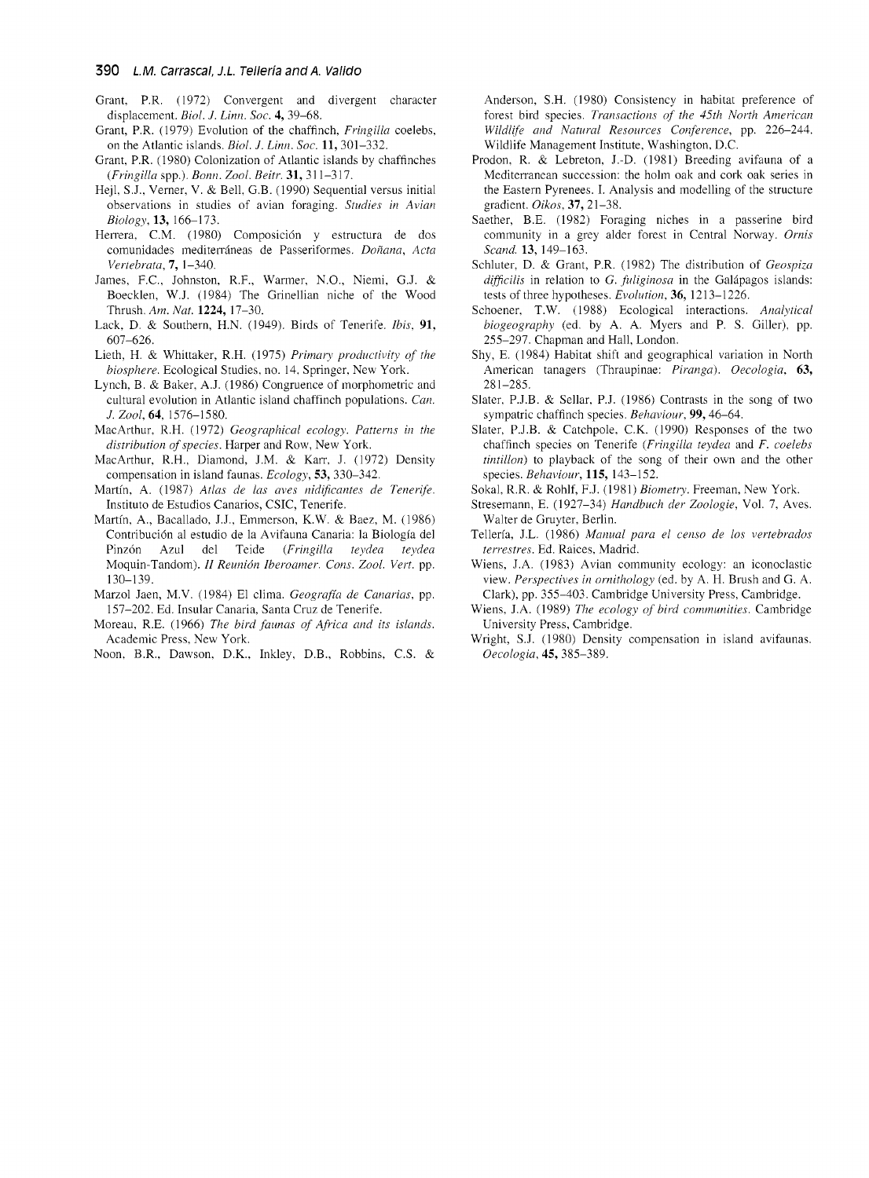Grant, P.R. (1972) Convergent and divergent character displacement. *Biol. J. Linn. Soc.* **4,** 39–68.

Grant, P.R. (1979) Evolution of the chaffinch, *Fringilla* coelebs, on the Atlantic islands. *Biol. J. Linn. Soc.* **11,** 301–332.

Grant, P.R. (1980) Colonization of Atlantic islands by chaffinches (*Fringilla* spp.). *Bonn. Zool. Beitr.* **31,** 311–317.

Hejl, S.J., Verner, V. & Bell, G.B. (1990) Sequential versus initial observations in studies of avian foraging. *Studies in Avian Biology*, **13,** 166–173.

Herrera, C.M. (1980) Composición y estructura de dos comunidades mediterráneas de Passeriformes. *Doñana, Acta Vertebrata*, **7,** 1–340.

James, F.C., Johnston, R.F., Warmer, N.O., Niemi, G.J. & Boecklen, W.J. (1984) The Grinellian niche of the Wood Thrush. *Am. Nat.* **1224,** 17–30.

Lack, D. & Southern, H.N. (1949). Birds of Tenerife. *Ibis*, **91,** 607–626.

Lieth, H. & Whittaker, R.H. (1975) *Primary productivity of the biosphere.* Ecological Studies, no. 14, Springer, New York.

Lynch, B. & Baker, A.J. (1986) Congruence of morphometric and cultural evolution in Atlantic island chaffinch populations. *Can. J. Zool*, **64,** 1576–1580.

MacArthur, R.H. (1972) *Geographical ecology. Patterns in the distribution of species.* Harper and Row, New York.

MacArthur, R.H., Diamond, J.M. & Karr, J. (1972) Density compensation in island faunas. *Ecology*, **53,** 330–342.

Martín, A. (1987) *Atlas de las aves nidificantes de Tenerife.* Instituto de Estudios Canarios, CSIC, Tenerife.

Martín, A., Bacallado, J.J., Emmerson, K.W. & Baez, M. (1986) Contribución al estudio de la Avifauna Canaria: la Biología del Pinzón Azul del Teide (*Fringilla teydea teydea* Moquin-Tandom). *II Reunión Iberoamer. Cons. Zool. Vert.* pp. 130–139.

Marzol Jaen, M.V. (1984) El clima. *Geografía de Canarias*, pp. 157–202. Ed. Insular Canaria, Santa Cruz de Tenerife.

Moreau, R.E. (1966) *The bird faunas of Africa and its islands.* Academic Press, New York.

Noon, B.R., Dawson, D.K., Inkley, D.B., Robbins, C.S. & Anderson, S.H. (1980) Consistency in habitat preference of forest bird species. *Transactions of the 45th North American Wildlife and Natural Resources Conference*, pp. 226–244. Wildlife Management Institute, Washington, D.C.

Prodon, R. & Lebreton, J.-D. (1981) Breeding avifauna of a Mediterranean succession: the holm oak and cork oak series in the Eastern Pyrenees. I. Analysis and modelling of the structure gradient. *Oikos*, **37,** 21–38.

Saether, B.E. (1982) Foraging niches in a passerine bird community in a grey alder forest in Central Norway. *Ornis Scand.* **13,** 149–163.

Schluter, D. & Grant, P.R. (1982) The distribution of *Geospiza difficilis* in relation to *G. fuliginosa* in the Galápagos islands: tests of three hypotheses. *Evolution*, **36,** 1213–1226.

Schoener, T.W. (1988) Ecological interactions. *Analytical biogeography* (ed. by A. A. Myers and P. S. Giller), pp. 255–297. Chapman and Hall, London.

Shy, E. (1984) Habitat shift and geographical variation in North American tanagers (Thraupinae: *Piranga*). *Oecologia*, **63,** 281–285.

Slater, P.J.B. & Sellar, P.J. (1986) Contrasts in the song of two sympatric chaffinch species. *Behaviour*, **99,** 46–64.

Slater, P.J.B. & Catchpole, C.K. (1990) Responses of the two chaffinch species on Tenerife (*Fringilla teydea* and *F. coelebs tintillon*) to playback of the song of their own and the other species. *Behaviour*, **115,** 143–152.

Sokal, R.R. & Rohlf, F.J. (1981) *Biometry.* Freeman, New York.

Stresemann, E. (1927–34) *Handbuch der Zoologie*, Vol. 7, Aves. Walter de Gruyter, Berlin.

Tellería, J.L. (1986) *Manual para el censo de los vertebrados terrestres.* Ed. Raices, Madrid.

Wiens, J.A. (1983) Avian community ecology: an iconoclastic view. *Perspectives in ornithology* (ed. by A. H. Brush and G. A. Clark), pp. 355–403. Cambridge University Press, Cambridge.

Wiens, J.A. (1989) *The ecology of bird communities.* Cambridge University Press, Cambridge.

Wright, S.J. (1980) Density compensation in island avifaunas. *Oecologia*, **45,** 385–389.